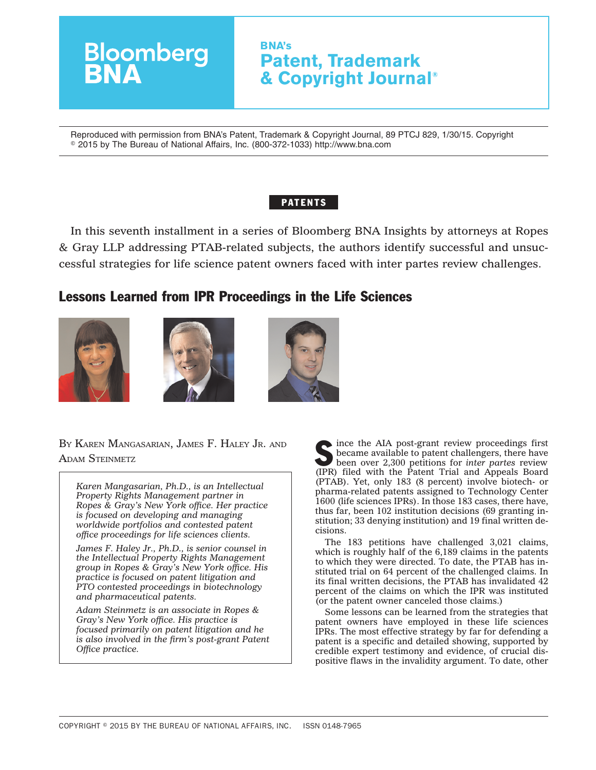Bloomberg BNA

**BNA's Patent, Trademark & Copyright Journal®**

Reproduced with permission from BNA's Patent, Trademark & Copyright Journal, 89 PTCJ 829, 1/30/15. Copyright © 2015 by The Bureau of National Affairs, Inc. (800-372-1033) http://www.bna.com

**PATENTS**

In this seventh installment in a series of Bloomberg BNA Insights by attorneys at Ropes & Gray LLP addressing PTAB-related subjects, the authors identify successful and unsuccessful strategies for life science patent owners faced with inter partes review challenges.

# Lessons Learned from IPR Proceedings in the Life Sciences

BY KAREN MANGASARIAN, JAMES F. HALEY JR. AND ADAM STEINMETZ

*Karen Mangasarian, Ph.D., is an Intellectual Property Rights Management partner in Ropes & Gray's New York office. Her practice is focused on developing and managing worldwide portfolios and contested patent office proceedings for life sciences clients.*

*James F. Haley Jr., Ph.D., is senior counsel in the Intellectual Property Rights Management group in Ropes & Gray's New York office. His practice is focused on patent litigation and PTO contested proceedings in biotechnology and pharmaceutical patents.*

*Adam Steinmetz is an associate in Ropes & Gray's New York office. His practice is focused primarily on patent litigation and he is also involved in the firm's post-grant Patent Office practice.*

Since the AIA post-grant review proceedings first became available to patent challengers, there have been over 2,300 petitions for *inter partes* review (IPR) filed with the Patent Trial and Appeals Board (PTAB). Yet, only 183 (8 percent) involve biotech- or pharma-related patents assigned to Technology Center 1600 (life sciences IPRs). In those 183 cases, there have, thus far, been 102 institution decisions (69 granting institution; 33 denying institution) and 19 final written decisions.

The 183 petitions have challenged 3,021 claims, which is roughly half of the 6,189 claims in the patents to which they were directed. To date, the PTAB has instituted trial on 64 percent of the challenged claims. In its final written decisions, the PTAB has invalidated 42 percent of the claims on which the IPR was instituted (or the patent owner canceled those claims.)

Some lessons can be learned from the strategies that patent owners have employed in these life sciences IPRs. The most effective strategy by far for defending a patent is a specific and detailed showing, supported by credible expert testimony and evidence, of crucial dispositive flaws in the invalidity argument. To date, other

COPYRIGHT © 2015 BY THE BUREAU OF NATIONAL AFFAIRS, INC. ISSN 0148-7965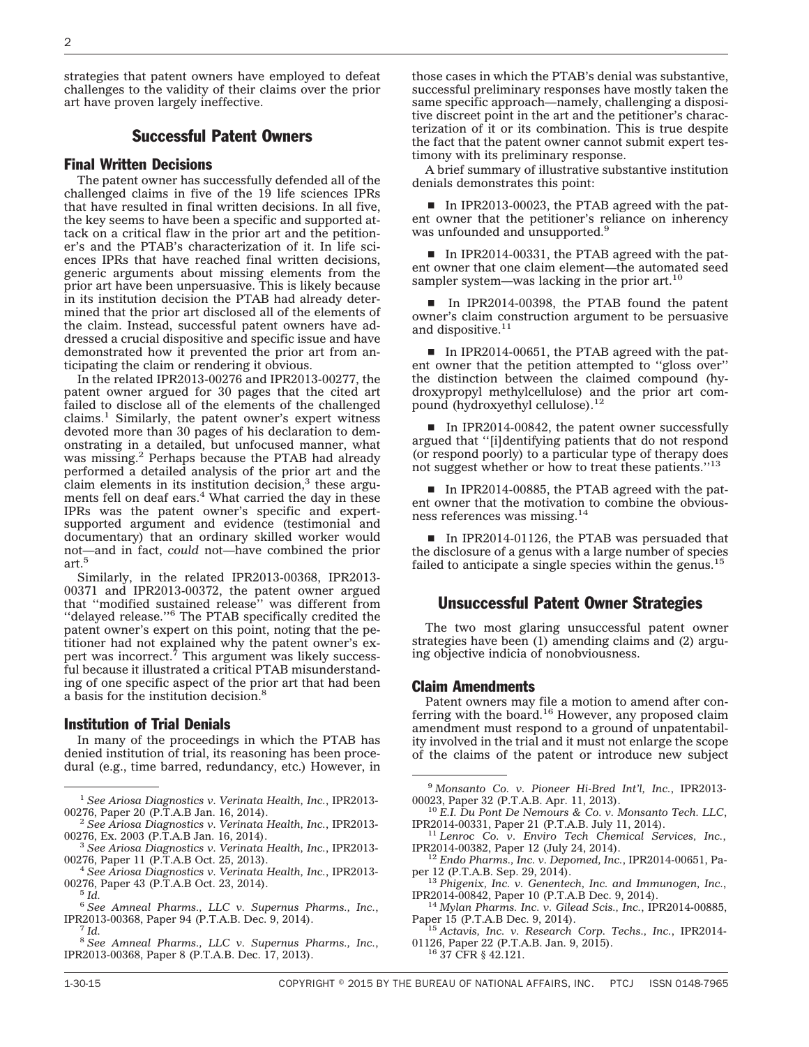strategies that patent owners have employed to defeat challenges to the validity of their claims over the prior art have proven largely ineffective.

## Successful Patent Owners

### Final Written Decisions

The patent owner has successfully defended all of the challenged claims in five of the 19 life sciences IPRs that have resulted in final written decisions. In all five, the key seems to have been a specific and supported attack on a critical flaw in the prior art and the petitioner's and the PTAB's characterization of it. In life sciences IPRs that have reached final written decisions, generic arguments about missing elements from the prior art have been unpersuasive. This is likely because in its institution decision the PTAB had already determined that the prior art disclosed all of the elements of the claim. Instead, successful patent owners have addressed a crucial dispositive and specific issue and have demonstrated how it prevented the prior art from anticipating the claim or rendering it obvious.

In the related IPR2013-00276 and IPR2013-00277, the patent owner argued for 30 pages that the cited art failed to disclose all of the elements of the challenged claims.[1] Similarly, the patent owner's expert witness devoted more than 30 pages of his declaration to demonstrating in a detailed, but unfocused manner, what was missing.[2] Perhaps because the PTAB had already performed a detailed analysis of the prior art and the claim elements in its institution decision,[3] these arguments fell on deaf ears.[4] What carried the day in these IPRs was the patent owner's specific and expert-supported argument and evidence (testimonial and documentary) that an ordinary skilled worker would not—and in fact, *could* not—have combined the prior art.[5]

Similarly, in the related IPR2013-00368, IPR2013-00371 and IPR2013-00372, the patent owner argued that ''modified sustained release'' was different from ''delayed release.''[6] The PTAB specifically credited the patent owner's expert on this point, noting that the petitioner had not explained why the patent owner's expert was incorrect.[7] This argument was likely successful because it illustrated a critical PTAB misunderstanding of one specific aspect of the prior art that had been a basis for the institution decision.[8]

### Institution of Trial Denials

In many of the proceedings in which the PTAB has denied institution of trial, its reasoning has been procedural (e.g., time barred, redundancy, etc.) However, in those cases in which the PTAB's denial was substantive, successful preliminary responses have mostly taken the same specific approach—namely, challenging a dispositive discreet point in the art and the petitioner's characterization of it or its combination. This is true despite the fact that the patent owner cannot submit expert testimony with its preliminary response.

A brief summary of illustrative substantive institution denials demonstrates this point:

- In IPR2013-00023, the PTAB agreed with the patent owner that the petitioner's reliance on inherency was unfounded and unsupported.[9]
- In IPR2014-00331, the PTAB agreed with the patent owner that one claim element—the automated seed sampler system—was lacking in the prior art.[10]
- In IPR2014-00398, the PTAB found the patent owner's claim construction argument to be persuasive and dispositive.[11]
- In IPR2014-00651, the PTAB agreed with the patent owner that the petition attempted to ''gloss over'' the distinction between the claimed compound (hydroxypropyl methylcellulose) and the prior art compound (hydroxyethyl cellulose).[12]
- In IPR2014-00842, the patent owner successfully argued that ''[i]dentifying patients that do not respond (or respond poorly) to a particular type of therapy does not suggest whether or how to treat these patients.''[13]
- In IPR2014-00885, the PTAB agreed with the patent owner that the motivation to combine the obviousness references was missing.[14]
- In IPR2014-01126, the PTAB was persuaded that the disclosure of a genus with a large number of species failed to anticipate a single species within the genus.[15]

## Unsuccessful Patent Owner Strategies

The two most glaring unsuccessful patent owner strategies have been (1) amending claims and (2) arguing objective indicia of nonobviousness.

### Claim Amendments

Patent owners may file a motion to amend after conferring with the board.[16] However, any proposed claim amendment must respond to a ground of unpatentability involved in the trial and it must not enlarge the scope of the claims of the patent or introduce new subject

---

[1] *See Ariosa Diagnostics v. Verinata Health, Inc.*, IPR2013-00276, Paper 20 (P.T.A.B Jan. 16, 2014).

[2] *See Ariosa Diagnostics v. Verinata Health, Inc.*, IPR2013-00276, Ex. 2003 (P.T.A.B Jan. 16, 2014).

[3] *See Ariosa Diagnostics v. Verinata Health, Inc.*, IPR2013-00276, Paper 11 (P.T.A.B Oct. 25, 2013).

[4] *See Ariosa Diagnostics v. Verinata Health, Inc.*, IPR2013-00276, Paper 43 (P.T.A.B Oct. 23, 2014).

[5] *Id.*

[6] *See Amneal Pharms., LLC v. Supernus Pharms., Inc.*, IPR2013-00368, Paper 94 (P.T.A.B. Dec. 9, 2014).

[7] *Id.*

[8] *See Amneal Pharms., LLC v. Supernus Pharms., Inc.*, IPR2013-00368, Paper 8 (P.T.A.B. Dec. 17, 2013).

[9] *Monsanto Co. v. Pioneer Hi-Bred Int'l, Inc.*, IPR2013-00023, Paper 32 (P.T.A.B. Apr. 11, 2013).

[10] *E.I. Du Pont De Nemours & Co. v. Monsanto Tech. LLC*, IPR2014-00331, Paper 21 (P.T.A.B. July 11, 2014).

[11] *Lenroc Co. v. Enviro Tech Chemical Services, Inc.*, IPR2014-00382, Paper 12 (July 24, 2014).

[12] *Endo Pharms., Inc. v. Depomed, Inc.*, IPR2014-00651, Paper 12 (P.T.A.B. Sep. 29, 2014).

[13] *Phigenix, Inc. v. Genentech, Inc. and Immunogen, Inc.*, IPR2014-00842, Paper 10 (P.T.A.B Dec. 9, 2014).

[14] *Mylan Pharms. Inc. v. Gilead Scis., Inc.*, IPR2014-00885, Paper 15 (P.T.A.B Dec. 9, 2014).

[15] *Actavis, Inc. v. Research Corp. Techs., Inc.*, IPR2014-01126, Paper 22 (P.T.A.B. Jan. 9, 2015).

[16] 37 CFR § 42.121.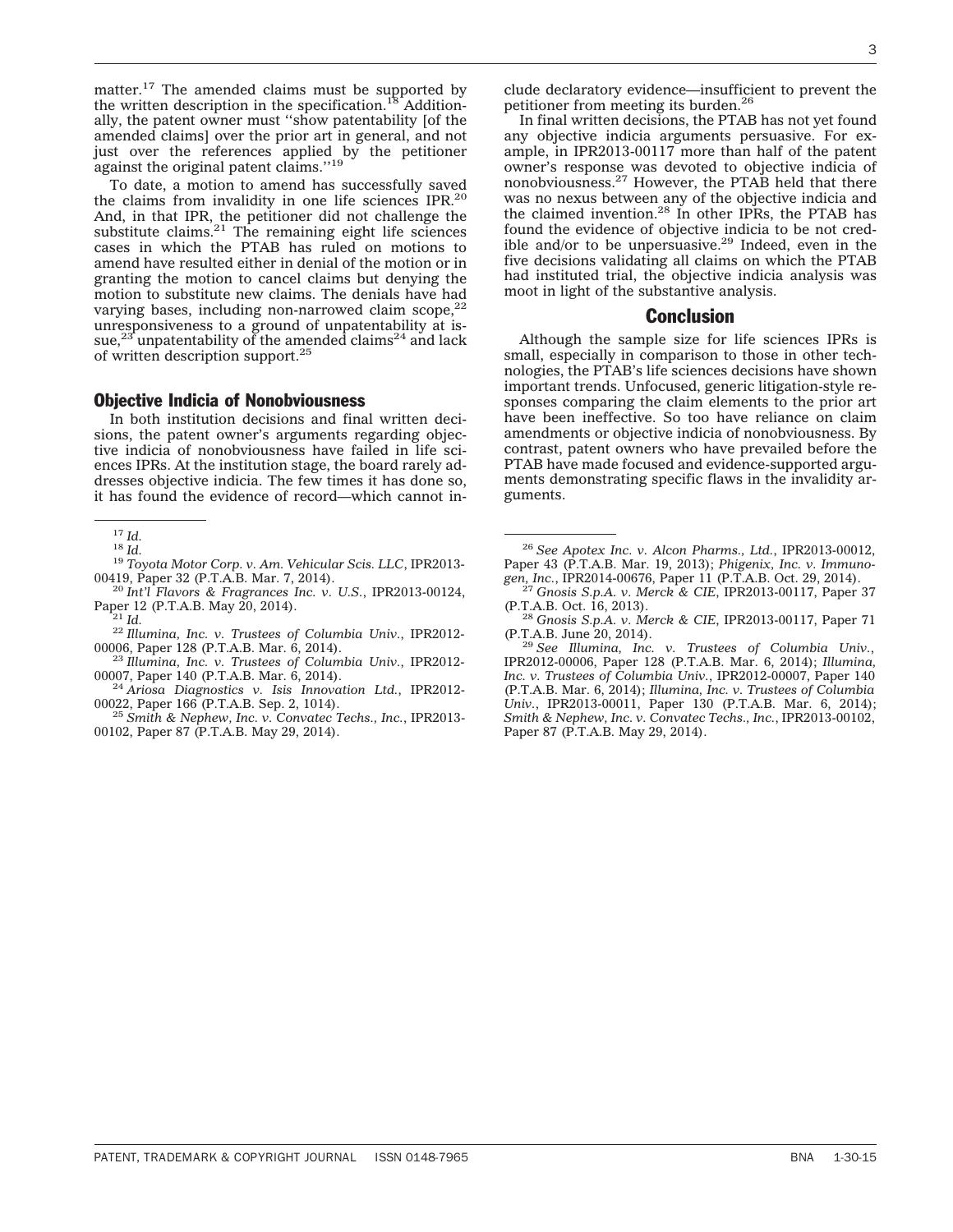matter.[17] The amended claims must be supported by the written description in the specification.[18] Additionally, the patent owner must ''show patentability [of the amended claims] over the prior art in general, and not just over the references applied by the petitioner against the original patent claims.''[19]

To date, a motion to amend has successfully saved the claims from invalidity in one life sciences IPR.[20] And, in that IPR, the petitioner did not challenge the substitute claims.[21] The remaining eight life sciences cases in which the PTAB has ruled on motions to amend have resulted either in denial of the motion or in granting the motion to cancel claims but denying the motion to substitute new claims. The denials have had varying bases, including non-narrowed claim scope,[22] unresponsiveness to a ground of unpatentability at issue,[23] unpatentability of the amended claims[24] and lack of written description support.[25]

## Objective Indicia of Nonobviousness

In both institution decisions and final written decisions, the patent owner's arguments regarding objective indicia of nonobviousness have failed in life sciences IPRs. At the institution stage, the board rarely addresses objective indicia. The few times it has done so, it has found the evidence of record—which cannot include declaratory evidence—insufficient to prevent the petitioner from meeting its burden.[26]

In final written decisions, the PTAB has not yet found any objective indicia arguments persuasive. For example, in IPR2013-00117 more than half of the patent owner's response was devoted to objective indicia of nonobviousness.[27] However, the PTAB held that there was no nexus between any of the objective indicia and the claimed invention.[28] In other IPRs, the PTAB has found the evidence of objective indicia to be not credible and/or to be unpersuasive.[29] Indeed, even in the five decisions validating all claims on which the PTAB had instituted trial, the objective indicia analysis was moot in light of the substantive analysis.

## Conclusion

Although the sample size for life sciences IPRs is small, especially in comparison to those in other technologies, the PTAB's life sciences decisions have shown important trends. Unfocused, generic litigation-style responses comparing the claim elements to the prior art have been ineffective. So too have reliance on claim amendments or objective indicia of nonobviousness. By contrast, patent owners who have prevailed before the PTAB have made focused and evidence-supported arguments demonstrating specific flaws in the invalidity arguments.

---

[17] *Id.*

[18] *Id.*

[19] *Toyota Motor Corp. v. Am. Vehicular Scis. LLC*, IPR2013-00419, Paper 32 (P.T.A.B. Mar. 7, 2014).

[20] *Int'l Flavors & Fragrances Inc. v. U.S.*, IPR2013-00124, Paper 12 (P.T.A.B. May 20, 2014).

[21] *Id.*

[22] *Illumina, Inc. v. Trustees of Columbia Univ.*, IPR2012-00006, Paper 128 (P.T.A.B. Mar. 6, 2014).

[23] *Illumina, Inc. v. Trustees of Columbia Univ.*, IPR2012-00007, Paper 140 (P.T.A.B. Mar. 6, 2014).

[24] *Ariosa Diagnostics v. Isis Innovation Ltd.*, IPR2012-00022, Paper 166 (P.T.A.B. Sep. 2, 1014).

[25] *Smith & Nephew, Inc. v. Convatec Techs., Inc.*, IPR2013-00102, Paper 87 (P.T.A.B. May 29, 2014).

[26] *See Apotex Inc. v. Alcon Pharms., Ltd.*, IPR2013-00012, Paper 43 (P.T.A.B. Mar. 19, 2013); *Phigenix, Inc. v. Immunogen, Inc.*, IPR2014-00676, Paper 11 (P.T.A.B. Oct. 29, 2014).

[27] *Gnosis S.p.A. v. Merck & CIE*, IPR2013-00117, Paper 37 (P.T.A.B. Oct. 16, 2013).

[28] *Gnosis S.p.A. v. Merck & CIE*, IPR2013-00117, Paper 71 (P.T.A.B. June 20, 2014).

[29] *See Illumina, Inc. v. Trustees of Columbia Univ.*, IPR2012-00006, Paper 128 (P.T.A.B. Mar. 6, 2014); *Illumina, Inc. v. Trustees of Columbia Univ.*, IPR2012-00007, Paper 140 (P.T.A.B. Mar. 6, 2014); *Illumina, Inc. v. Trustees of Columbia Univ.*, IPR2013-00011, Paper 130 (P.T.A.B. Mar. 6, 2014); *Smith & Nephew, Inc. v. Convatec Techs., Inc.*, IPR2013-00102, Paper 87 (P.T.A.B. May 29, 2014).